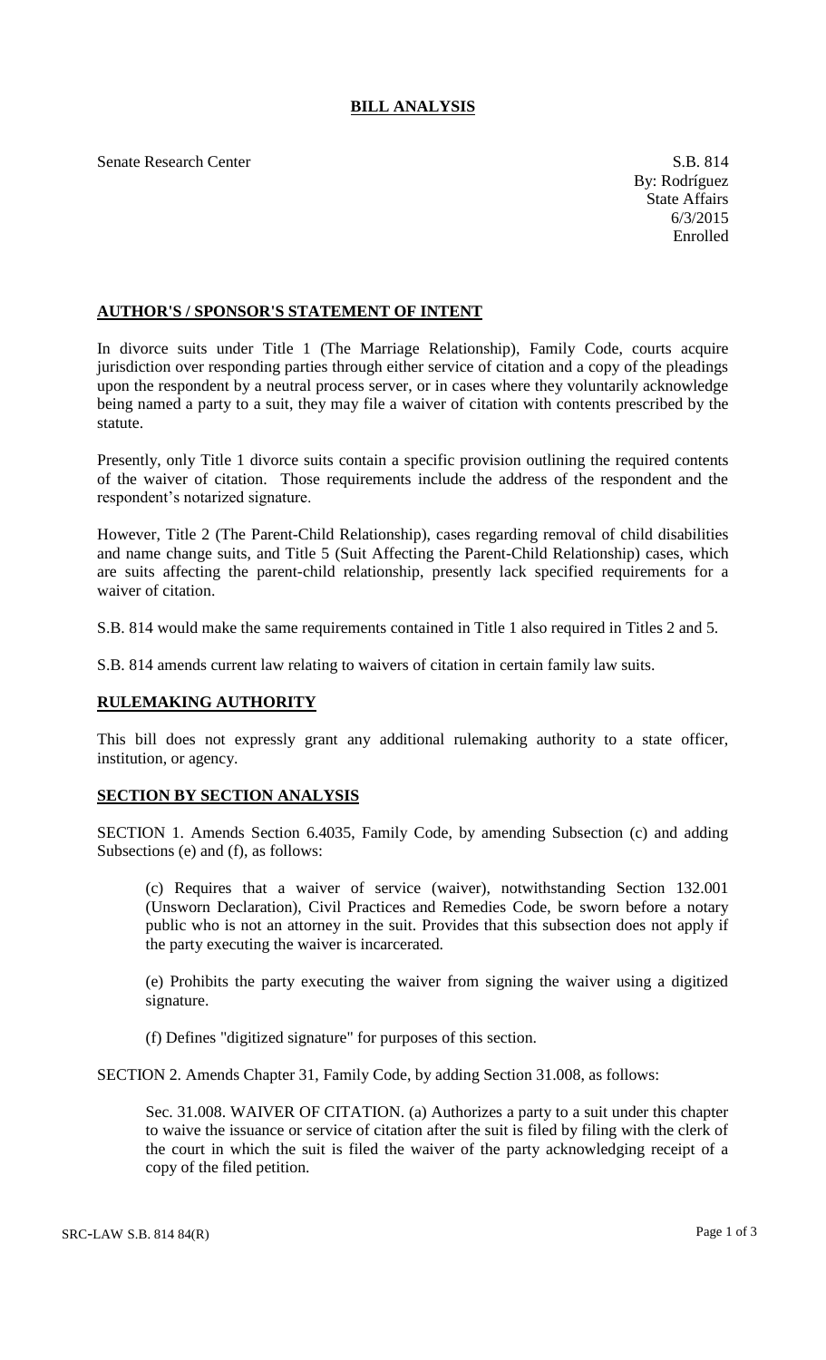# BILL ANALYSIS

Senate Research Center

S.B. 814
By: Rodríguez
State Affairs
6/3/2015
Enrolled

## AUTHOR'S / SPONSOR'S STATEMENT OF INTENT

In divorce suits under Title 1 (The Marriage Relationship), Family Code, courts acquire jurisdiction over responding parties through either service of citation and a copy of the pleadings upon the respondent by a neutral process server, or in cases where they voluntarily acknowledge being named a party to a suit, they may file a waiver of citation with contents prescribed by the statute.

Presently, only Title 1 divorce suits contain a specific provision outlining the required contents of the waiver of citation. Those requirements include the address of the respondent and the respondent's notarized signature.

However, Title 2 (The Parent-Child Relationship), cases regarding removal of child disabilities and name change suits, and Title 5 (Suit Affecting the Parent-Child Relationship) cases, which are suits affecting the parent-child relationship, presently lack specified requirements for a waiver of citation.

S.B. 814 would make the same requirements contained in Title 1 also required in Titles 2 and 5.

S.B. 814 amends current law relating to waivers of citation in certain family law suits.

## RULEMAKING AUTHORITY

This bill does not expressly grant any additional rulemaking authority to a state officer, institution, or agency.

## SECTION BY SECTION ANALYSIS

SECTION 1. Amends Section 6.4035, Family Code, by amending Subsection (c) and adding Subsections (e) and (f), as follows:

(c) Requires that a waiver of service (waiver), notwithstanding Section 132.001 (Unsworn Declaration), Civil Practices and Remedies Code, be sworn before a notary public who is not an attorney in the suit. Provides that this subsection does not apply if the party executing the waiver is incarcerated.

(e) Prohibits the party executing the waiver from signing the waiver using a digitized signature.

(f) Defines "digitized signature" for purposes of this section.

SECTION 2. Amends Chapter 31, Family Code, by adding Section 31.008, as follows:

Sec. 31.008. WAIVER OF CITATION. (a) Authorizes a party to a suit under this chapter to waive the issuance or service of citation after the suit is filed by filing with the clerk of the court in which the suit is filed the waiver of the party acknowledging receipt of a copy of the filed petition.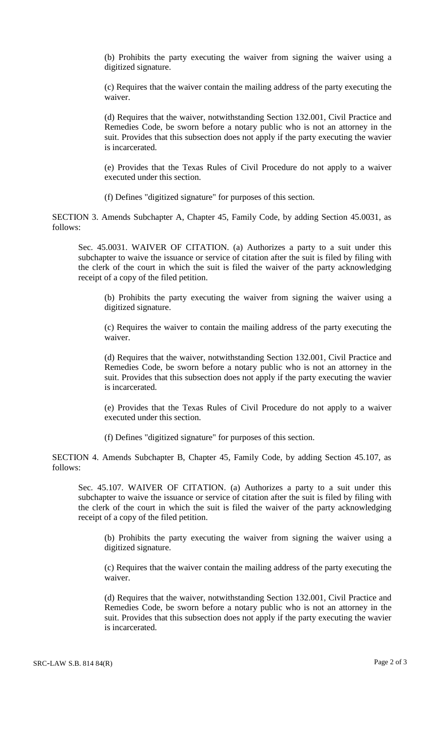(b) Prohibits the party executing the waiver from signing the waiver using a digitized signature.

(c) Requires that the waiver contain the mailing address of the party executing the waiver.

(d) Requires that the waiver, notwithstanding Section 132.001, Civil Practice and Remedies Code, be sworn before a notary public who is not an attorney in the suit. Provides that this subsection does not apply if the party executing the wavier is incarcerated.

(e) Provides that the Texas Rules of Civil Procedure do not apply to a waiver executed under this section.

(f) Defines "digitized signature" for purposes of this section.

SECTION 3. Amends Subchapter A, Chapter 45, Family Code, by adding Section 45.0031, as follows:

Sec. 45.0031. WAIVER OF CITATION. (a) Authorizes a party to a suit under this subchapter to waive the issuance or service of citation after the suit is filed by filing with the clerk of the court in which the suit is filed the waiver of the party acknowledging receipt of a copy of the filed petition.

(b) Prohibits the party executing the waiver from signing the waiver using a digitized signature.

(c) Requires the waiver to contain the mailing address of the party executing the waiver.

(d) Requires that the waiver, notwithstanding Section 132.001, Civil Practice and Remedies Code, be sworn before a notary public who is not an attorney in the suit. Provides that this subsection does not apply if the party executing the wavier is incarcerated.

(e) Provides that the Texas Rules of Civil Procedure do not apply to a waiver executed under this section.

(f) Defines "digitized signature" for purposes of this section.

SECTION 4. Amends Subchapter B, Chapter 45, Family Code, by adding Section 45.107, as follows:

Sec. 45.107. WAIVER OF CITATION. (a) Authorizes a party to a suit under this subchapter to waive the issuance or service of citation after the suit is filed by filing with the clerk of the court in which the suit is filed the waiver of the party acknowledging receipt of a copy of the filed petition.

(b) Prohibits the party executing the waiver from signing the waiver using a digitized signature.

(c) Requires that the waiver contain the mailing address of the party executing the waiver.

(d) Requires that the waiver, notwithstanding Section 132.001, Civil Practice and Remedies Code, be sworn before a notary public who is not an attorney in the suit. Provides that this subsection does not apply if the party executing the wavier is incarcerated.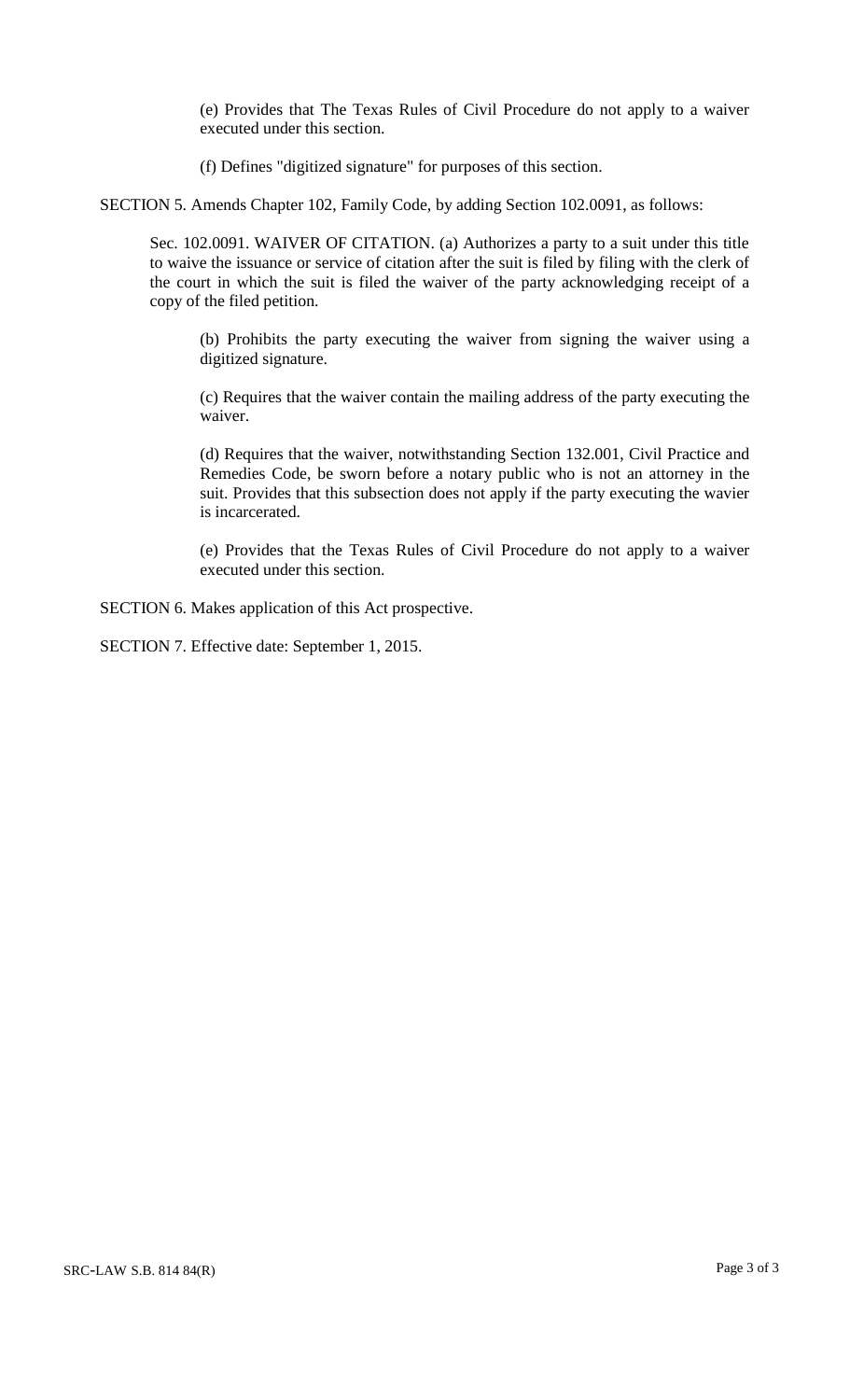(e) Provides that The Texas Rules of Civil Procedure do not apply to a waiver executed under this section.

(f) Defines "digitized signature" for purposes of this section.

SECTION 5. Amends Chapter 102, Family Code, by adding Section 102.0091, as follows:

Sec. 102.0091. WAIVER OF CITATION. (a) Authorizes a party to a suit under this title to waive the issuance or service of citation after the suit is filed by filing with the clerk of the court in which the suit is filed the waiver of the party acknowledging receipt of a copy of the filed petition.

(b) Prohibits the party executing the waiver from signing the waiver using a digitized signature.

(c) Requires that the waiver contain the mailing address of the party executing the waiver.

(d) Requires that the waiver, notwithstanding Section 132.001, Civil Practice and Remedies Code, be sworn before a notary public who is not an attorney in the suit. Provides that this subsection does not apply if the party executing the wavier is incarcerated.

(e) Provides that the Texas Rules of Civil Procedure do not apply to a waiver executed under this section.

SECTION 6. Makes application of this Act prospective.

SECTION 7. Effective date: September 1, 2015.